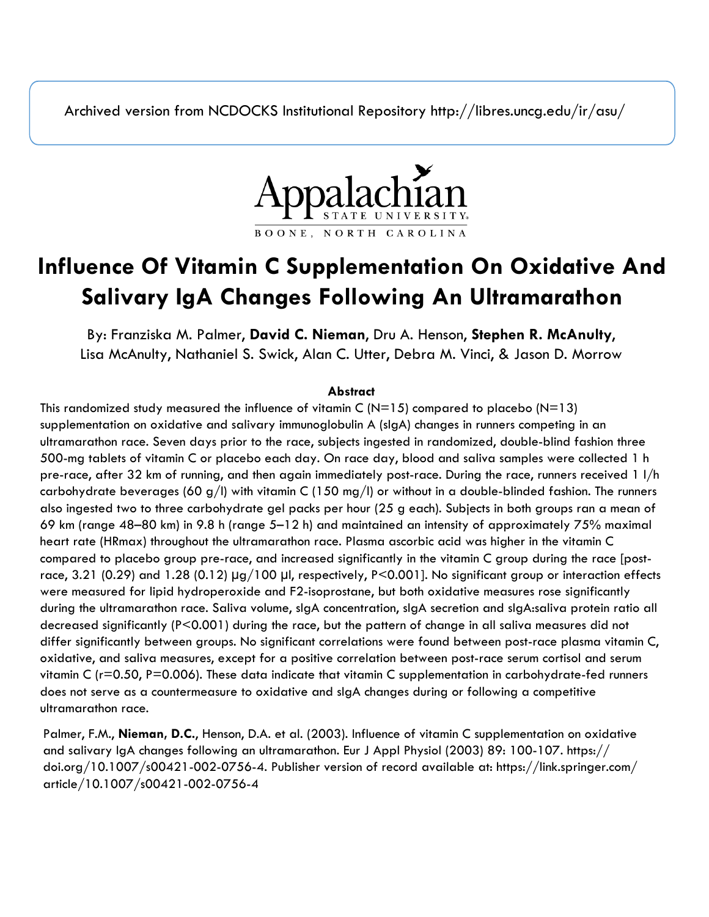Archived version from NCDOCKS Institutional Repository http://libres.uncg.edu/ir/asu/

Appalachian State University
BOONE, NORTH CAROLINA

# Influence Of Vitamin C Supplementation On Oxidative And Salivary IgA Changes Following An Ultramarathon

By: Franziska M. Palmer, **David C. Nieman**, Dru A. Henson, **Stephen R. McAnulty**, Lisa McAnulty, Nathaniel S. Swick, Alan C. Utter, Debra M. Vinci, & Jason D. Morrow

**Abstract**

This randomized study measured the influence of vitamin C (N=15) compared to placebo (N=13) supplementation on oxidative and salivary immunoglobulin A (sIgA) changes in runners competing in an ultramarathon race. Seven days prior to the race, subjects ingested in randomized, double-blind fashion three 500-mg tablets of vitamin C or placebo each day. On race day, blood and saliva samples were collected 1 h pre-race, after 32 km of running, and then again immediately post-race. During the race, runners received 1 l/h carbohydrate beverages (60 g/l) with vitamin C (150 mg/l) or without in a double-blinded fashion. The runners also ingested two to three carbohydrate gel packs per hour (25 g each). Subjects in both groups ran a mean of 69 km (range 48–80 km) in 9.8 h (range 5–12 h) and maintained an intensity of approximately 75% maximal heart rate (HRmax) throughout the ultramarathon race. Plasma ascorbic acid was higher in the vitamin C compared to placebo group pre-race, and increased significantly in the vitamin C group during the race [post-race, 3.21 (0.29) and 1.28 (0.12) µg/100 µl, respectively, $P<0.001$]. No significant group or interaction effects were measured for lipid hydroperoxide and F2-isoprostane, but both oxidative measures rose significantly during the ultramarathon race. Saliva volume, sIgA concentration, sIgA secretion and sIgA:saliva protein ratio all decreased significantly ($P<0.001$) during the race, but the pattern of change in all saliva measures did not differ significantly between groups. No significant correlations were found between post-race plasma vitamin C, oxidative, and saliva measures, except for a positive correlation between post-race serum cortisol and serum vitamin C ($r=0.50$, $P=0.006$). These data indicate that vitamin C supplementation in carbohydrate-fed runners does not serve as a countermeasure to oxidative and sIgA changes during or following a competitive ultramarathon race.

Palmer, F.M., **Nieman, D.C.**, Henson, D.A. et al. (2003). Influence of vitamin C supplementation on oxidative and salivary IgA changes following an ultramarathon. Eur J Appl Physiol (2003) 89: 100-107. https://doi.org/10.1007/s00421-002-0756-4. Publisher version of record available at: https://link.springer.com/article/10.1007/s00421-002-0756-4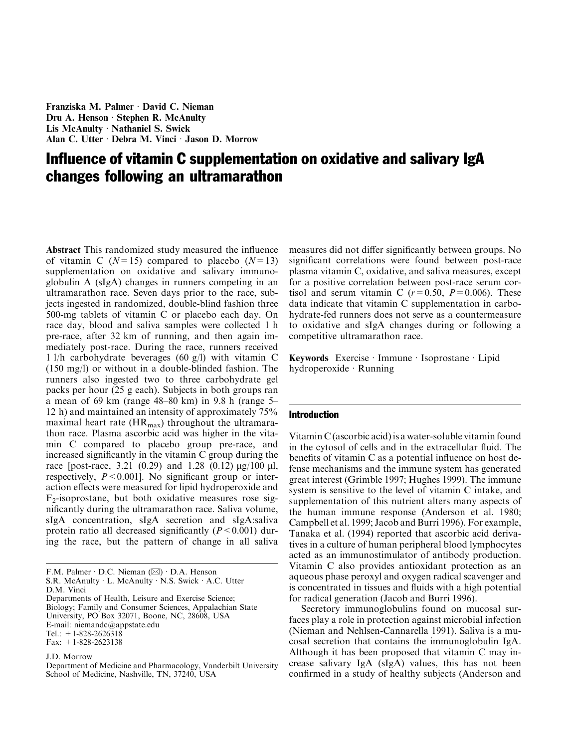Franziska M. Palmer · David C. Nieman · Dru A. Henson · Stephen R. McAnulty · Lis McAnulty · Nathaniel S. Swick · Alan C. Utter · Debra M. Vinci · Jason D. Morrow

# Influence of vitamin C supplementation on oxidative and salivary IgA changes following an ultramarathon

**Abstract** This randomized study measured the influence of vitamin C ($N=15$) compared to placebo ($N=13$) supplementation on oxidative and salivary immunoglobulin A (sIgA) changes in runners competing in an ultramarathon race. Seven days prior to the race, subjects ingested in randomized, double-blind fashion three 500-mg tablets of vitamin C or placebo each day. On race day, blood and saliva samples were collected 1 h pre-race, after 32 km of running, and then again immediately post-race. During the race, runners received 1 l/h carbohydrate beverages (60 g/l) with vitamin C (150 mg/l) or without in a double-blinded fashion. The runners also ingested two to three carbohydrate gel packs per hour (25 g each). Subjects in both groups ran a mean of 69 km (range 48–80 km) in 9.8 h (range 5–12 h) and maintained an intensity of approximately 75% maximal heart rate ($HR_{max}$) throughout the ultramarathon race. Plasma ascorbic acid was higher in the vitamin C compared to placebo group pre-race, and increased significantly in the vitamin C group during the race [post-race, 3.21 (0.29) and 1.28 (0.12) μg/100 μl, respectively, $P<0.001$]. No significant group or interaction effects were measured for lipid hydroperoxide and $F_2$-isoprostane, but both oxidative measures rose significantly during the ultramarathon race. Saliva volume, sIgA concentration, sIgA secretion and sIgA:saliva protein ratio all decreased significantly ($P<0.001$) during the race, but the pattern of change in all saliva measures did not differ significantly between groups. No significant correlations were found between post-race plasma vitamin C, oxidative, and saliva measures, except for a positive correlation between post-race serum cortisol and serum vitamin C ($r=0.50$, $P=0.006$). These data indicate that vitamin C supplementation in carbohydrate-fed runners does not serve as a countermeasure to oxidative and sIgA changes during or following a competitive ultramarathon race.

**Keywords** Exercise · Immune · Isoprostane · Lipid hydroperoxide · Running

F.M. Palmer · D.C. Nieman (✉) · D.A. Henson
S.R. McAnulty · L. McAnulty · N.S. Swick · A.C. Utter
D.M. Vinci
Departments of Health, Leisure and Exercise Science; Biology; Family and Consumer Sciences, Appalachian State University, PO Box 32071, Boone, NC, 28608, USA
E-mail: niemandc@appstate.edu
Tel.: +1-828-2626318
Fax: +1-828-2623138

J.D. Morrow
Department of Medicine and Pharmacology, Vanderbilt University School of Medicine, Nashville, TN, 37240, USA

## Introduction

Vitamin C (ascorbic acid) is a water-soluble vitamin found in the cytosol of cells and in the extracellular fluid. The benefits of vitamin C as a potential influence on host defense mechanisms and the immune system has generated great interest (Grimble 1997; Hughes 1999). The immune system is sensitive to the level of vitamin C intake, and supplementation of this nutrient alters many aspects of the human immune response (Anderson et al. 1980; Campbell et al. 1999; Jacob and Burri 1996). For example, Tanaka et al. (1994) reported that ascorbic acid derivatives in a culture of human peripheral blood lymphocytes acted as an immunostimulator of antibody production. Vitamin C also provides antioxidant protection as an aqueous phase peroxyl and oxygen radical scavenger and is concentrated in tissues and fluids with a high potential for radical generation (Jacob and Burri 1996).

Secretory immunoglobulins found on mucosal surfaces play a role in protection against microbial infection (Nieman and Nehlsen-Cannarella 1991). Saliva is a mucosal secretion that contains the immunoglobulin IgA. Although it has been proposed that vitamin C may increase salivary IgA (sIgA) values, this has not been confirmed in a study of healthy subjects (Anderson and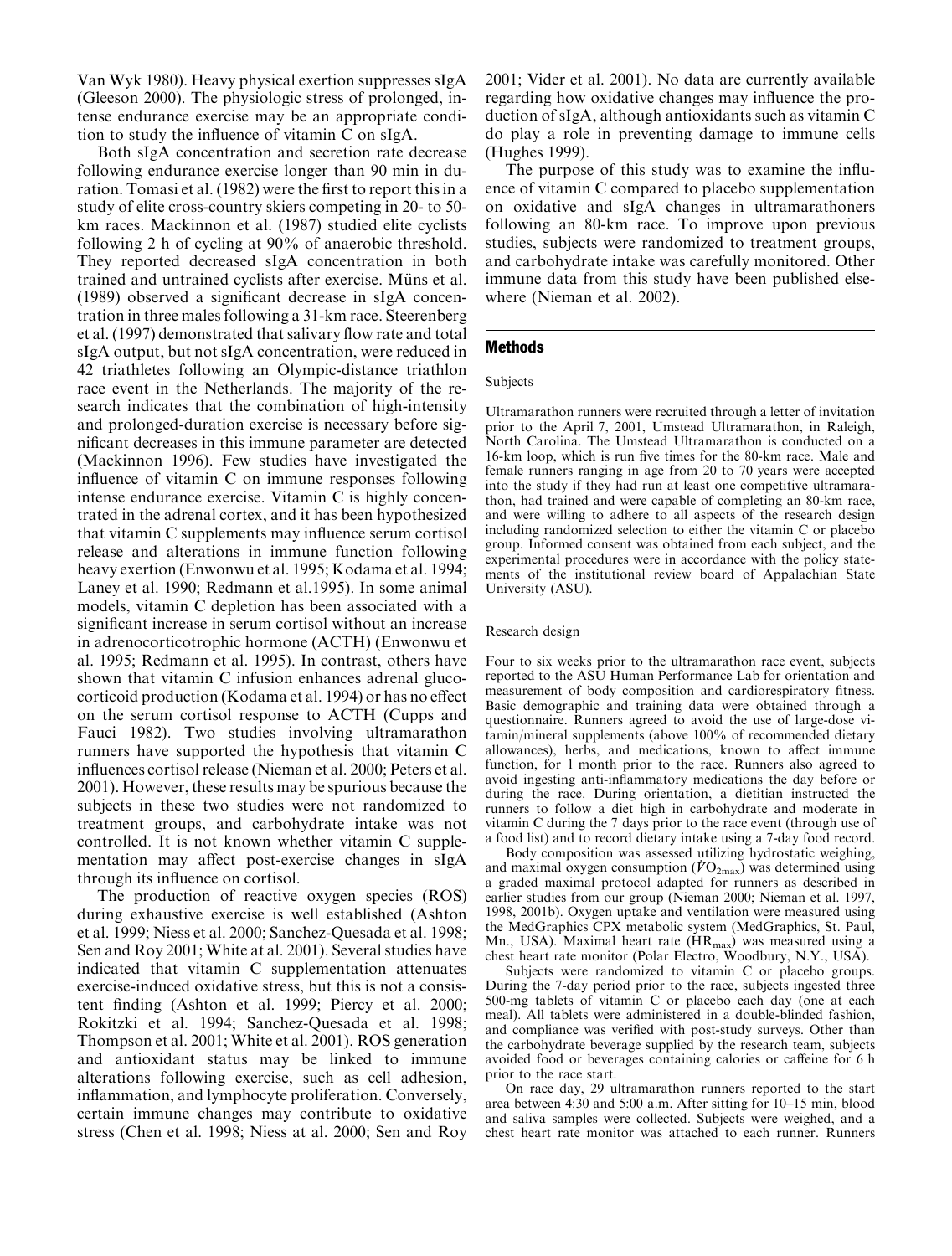Van Wyk 1980). Heavy physical exertion suppresses sIgA (Gleeson 2000). The physiologic stress of prolonged, intense endurance exercise may be an appropriate condition to study the influence of vitamin C on sIgA.

Both sIgA concentration and secretion rate decrease following endurance exercise longer than 90 min in duration. Tomasi et al. (1982) were the first to report this in a study of elite cross-country skiers competing in 20- to 50-km races. Mackinnon et al. (1987) studied elite cyclists following 2 h of cycling at 90% of anaerobic threshold. They reported decreased sIgA concentration in both trained and untrained cyclists after exercise. Müns et al. (1989) observed a significant decrease in sIgA concentration in three males following a 31-km race. Steerenberg et al. (1997) demonstrated that salivary flow rate and total sIgA output, but not sIgA concentration, were reduced in 42 triathletes following an Olympic-distance triathlon race event in the Netherlands. The majority of the research indicates that the combination of high-intensity and prolonged-duration exercise is necessary before significant decreases in this immune parameter are detected (Mackinnon 1996). Few studies have investigated the influence of vitamin C on immune responses following intense endurance exercise. Vitamin C is highly concentrated in the adrenal cortex, and it has been hypothesized that vitamin C supplements may influence serum cortisol release and alterations in immune function following heavy exertion (Enwonwu et al. 1995; Kodama et al. 1994; Laney et al. 1990; Redmann et al.1995). In some animal models, vitamin C depletion has been associated with a significant increase in serum cortisol without an increase in adrenocorticotrophic hormone (ACTH) (Enwonwu et al. 1995; Redmann et al. 1995). In contrast, others have shown that vitamin C infusion enhances adrenal glucocorticoid production (Kodama et al. 1994) or has no effect on the serum cortisol response to ACTH (Cupps and Fauci 1982). Two studies involving ultramarathon runners have supported the hypothesis that vitamin C influences cortisol release (Nieman et al. 2000; Peters et al. 2001). However, these results may be spurious because the subjects in these two studies were not randomized to treatment groups, and carbohydrate intake was not controlled. It is not known whether vitamin C supplementation may affect post-exercise changes in sIgA through its influence on cortisol.

The production of reactive oxygen species (ROS) during exhaustive exercise is well established (Ashton et al. 1999; Niess et al. 2000; Sanchez-Quesada et al. 1998; Sen and Roy 2001; White at al. 2001). Several studies have indicated that vitamin C supplementation attenuates exercise-induced oxidative stress, but this is not a consistent finding (Ashton et al. 1999; Piercy et al. 2000; Rokitzki et al. 1994; Sanchez-Quesada et al. 1998; Thompson et al. 2001; White et al. 2001). ROS generation and antioxidant status may be linked to immune alterations following exercise, such as cell adhesion, inflammation, and lymphocyte proliferation. Conversely, certain immune changes may contribute to oxidative stress (Chen et al. 1998; Niess at al. 2000; Sen and Roy 2001; Vider et al. 2001). No data are currently available regarding how oxidative changes may influence the production of sIgA, although antioxidants such as vitamin C do play a role in preventing damage to immune cells (Hughes 1999).

The purpose of this study was to examine the influence of vitamin C compared to placebo supplementation on oxidative and sIgA changes in ultramarathoners following an 80-km race. To improve upon previous studies, subjects were randomized to treatment groups, and carbohydrate intake was carefully monitored. Other immune data from this study have been published elsewhere (Nieman et al. 2002).

## Methods

### Subjects

Ultramarathon runners were recruited through a letter of invitation prior to the April 7, 2001, Umstead Ultramarathon, in Raleigh, North Carolina. The Umstead Ultramarathon is conducted on a 16-km loop, which is run five times for the 80-km race. Male and female runners ranging in age from 20 to 70 years were accepted into the study if they had run at least one competitive ultramarathon, had trained and were capable of completing an 80-km race, and were willing to adhere to all aspects of the research design including randomized selection to either the vitamin C or placebo group. Informed consent was obtained from each subject, and the experimental procedures were in accordance with the policy statements of the institutional review board of Appalachian State University (ASU).

### Research design

Four to six weeks prior to the ultramarathon race event, subjects reported to the ASU Human Performance Lab for orientation and measurement of body composition and cardiorespiratory fitness. Basic demographic and training data were obtained through a questionnaire. Runners agreed to avoid the use of large-dose vitamin/mineral supplements (above 100% of recommended dietary allowances), herbs, and medications, known to affect immune function, for 1 month prior to the race. Runners also agreed to avoid ingesting anti-inflammatory medications the day before or during the race. During orientation, a dietitian instructed the runners to follow a diet high in carbohydrate and moderate in vitamin C during the 7 days prior to the race event (through use of a food list) and to record dietary intake using a 7-day food record.

Body composition was assessed utilizing hydrostatic weighing, and maximal oxygen consumption ($\dot{V}O_{2max}$) was determined using a graded maximal protocol adapted for runners as described in earlier studies from our group (Nieman 2000; Nieman et al. 1997, 1998, 2001b). Oxygen uptake and ventilation were measured using the MedGraphics CPX metabolic system (MedGraphics, St. Paul, Mn., USA). Maximal heart rate ($HR_{max}$) was measured using a chest heart rate monitor (Polar Electro, Woodbury, N.Y., USA).

Subjects were randomized to vitamin C or placebo groups. During the 7-day period prior to the race, subjects ingested three 500-mg tablets of vitamin C or placebo each day (one at each meal). All tablets were administered in a double-blinded fashion, and compliance was verified with post-study surveys. Other than the carbohydrate beverage supplied by the research team, subjects avoided food or beverages containing calories or caffeine for 6 h prior to the race start.

On race day, 29 ultramarathon runners reported to the start area between 4:30 and 5:00 a.m. After sitting for 10–15 min, blood and saliva samples were collected. Subjects were weighed, and a chest heart rate monitor was attached to each runner. Runners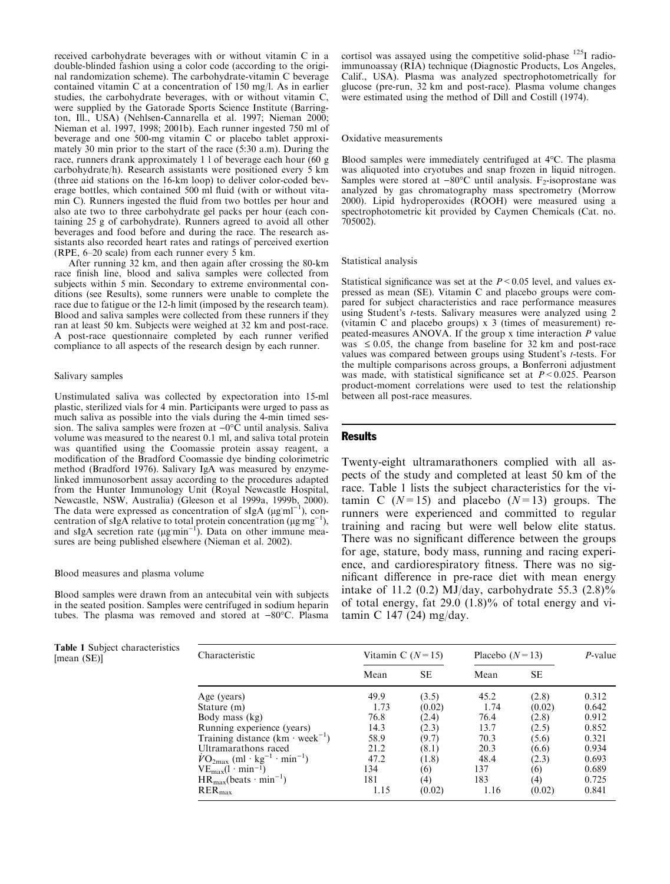received carbohydrate beverages with or without vitamin C in a double-blinded fashion using a color code (according to the original randomization scheme). The carbohydrate-vitamin C beverage contained vitamin C at a concentration of 150 mg/l. As in earlier studies, the carbohydrate beverages, with or without vitamin C, were supplied by the Gatorade Sports Science Institute (Barrington, Ill., USA) (Nehlsen-Cannarella et al. 1997; Nieman 2000; Nieman et al. 1997, 1998; 2001b). Each runner ingested 750 ml of beverage and one 500-mg vitamin C or placebo tablet approximately 30 min prior to the start of the race (5:30 a.m). During the race, runners drank approximately 1 l of beverage each hour (60 g carbohydrate/h). Research assistants were positioned every 5 km (three aid stations on the 16-km loop) to deliver color-coded beverage bottles, which contained 500 ml fluid (with or without vitamin C). Runners ingested the fluid from two bottles per hour and also ate two to three carbohydrate gel packs per hour (each containing 25 g of carbohydrate). Runners agreed to avoid all other beverages and food before and during the race. The research assistants also recorded heart rates and ratings of perceived exertion (RPE, 6–20 scale) from each runner every 5 km.

After running 32 km, and then again after crossing the 80-km race finish line, blood and saliva samples were collected from subjects within 5 min. Secondary to extreme environmental conditions (see Results), some runners were unable to complete the race due to fatigue or the 12-h limit (imposed by the research team). Blood and saliva samples were collected from these runners if they ran at least 50 km. Subjects were weighed at 32 km and post-race. A post-race questionnaire completed by each runner verified compliance to all aspects of the research design by each runner.

### Salivary samples

Unstimulated saliva was collected by expectoration into 15-ml plastic, sterilized vials for 4 min. Participants were urged to pass as much saliva as possible into the vials during the 4-min timed session. The saliva samples were frozen at −0°C until analysis. Saliva volume was measured to the nearest 0.1 ml, and saliva total protein was quantified using the Coomassie protein assay reagent, a modification of the Bradford Coomassie dye binding colorimetric method (Bradford 1976). Salivary IgA was measured by enzyme-linked immunosorbent assay according to the procedures adapted from the Hunter Immunology Unit (Royal Newcastle Hospital, Newcastle, NSW, Australia) (Gleeson et al 1999a, 1999b, 2000). The data were expressed as concentration of sIgA ($\mu g \cdot ml^{-1}$), concentration of sIgA relative to total protein concentration ($\mu g \cdot mg^{-1}$), and sIgA secretion rate ($\mu g \cdot min^{-1}$). Data on other immune measures are being published elsewhere (Nieman et al. 2002).

### Blood measures and plasma volume

Blood samples were drawn from an antecubital vein with subjects in the seated position. Samples were centrifuged in sodium heparin tubes. The plasma was removed and stored at −80°C. Plasma cortisol was assayed using the competitive solid-phase $^{125}$I radioimmunoassay (RIA) technique (Diagnostic Products, Los Angeles, Calif., USA). Plasma was analyzed spectrophotometrically for glucose (pre-run, 32 km and post-race). Plasma volume changes were estimated using the method of Dill and Costill (1974).

### Oxidative measurements

Blood samples were immediately centrifuged at 4°C. The plasma was aliquoted into cryotubes and snap frozen in liquid nitrogen. Samples were stored at −80°C until analysis. $F_2$-isoprostane was analyzed by gas chromatography mass spectrometry (Morrow 2000). Lipid hydroperoxides (ROOH) were measured using a spectrophotometric kit provided by Caymen Chemicals (Cat. no. 705002).

### Statistical analysis

Statistical significance was set at the $P<0.05$ level, and values expressed as mean (SE). Vitamin C and placebo groups were compared for subject characteristics and race performance measures using Student's *t*-tests. Salivary measures were analyzed using 2 (vitamin C and placebo groups) x 3 (times of measurement) repeated-measures ANOVA. If the group x time interaction *P* value was $\leq 0.05$, the change from baseline for 32 km and post-race values was compared between groups using Student's *t*-tests. For the multiple comparisons across groups, a Bonferroni adjustment was made, with statistical significance set at $P<0.025$. Pearson product-moment correlations were used to test the relationship between all post-race measures.

## Results

Twenty-eight ultramarathoners complied with all aspects of the study and completed at least 50 km of the race. Table 1 lists the subject characteristics for the vitamin C ($N=15$) and placebo ($N=13$) groups. The runners were experienced and committed to regular training and racing but were well below elite status. There was no significant difference between the groups for age, stature, body mass, running and racing experience, and cardiorespiratory fitness. There was no significant difference in pre-race diet with mean energy intake of 11.2 (0.2) MJ/day, carbohydrate 55.3 (2.8)% of total energy, fat 29.0 (1.8)% of total energy and vitamin C 147 (24) mg/day.

**Table 1** Subject characteristics [mean (SE)]

| Characteristic | Vitamin C ($N=15$) | | Placebo ($N=13$) | | *P*-value |
|---|---|---|---|---|---|
| | Mean | SE | Mean | SE | |
| Age (years) | 49.9 | (3.5) | 45.2 | (2.8) | 0.312 |
| Stature (m) | 1.73 | (0.02) | 1.74 | (0.02) | 0.642 |
| Body mass (kg) | 76.8 | (2.4) | 76.4 | (2.8) | 0.912 |
| Running experience (years) | 14.3 | (2.3) | 13.7 | (2.5) | 0.852 |
| Training distance ($km \cdot week^{-1}$) | 58.9 | (9.7) | 70.3 | (5.6) | 0.321 |
| Ultramarathons raced | 21.2 | (8.1) | 20.3 | (6.6) | 0.934 |
| $\dot{V}O_{2max}$ ($ml \cdot kg^{-1} \cdot min^{-1}$) | 47.2 | (1.8) | 48.4 | (2.3) | 0.693 |
| $VE_{max}$ ($l \cdot min^{-1}$) | 134 | (6) | 137 | (6) | 0.689 |
| $HR_{max}$ ($beats \cdot min^{-1}$) | 181 | (4) | 183 | (4) | 0.725 |
| $RER_{max}$ | 1.15 | (0.02) | 1.16 | (0.02) | 0.841 |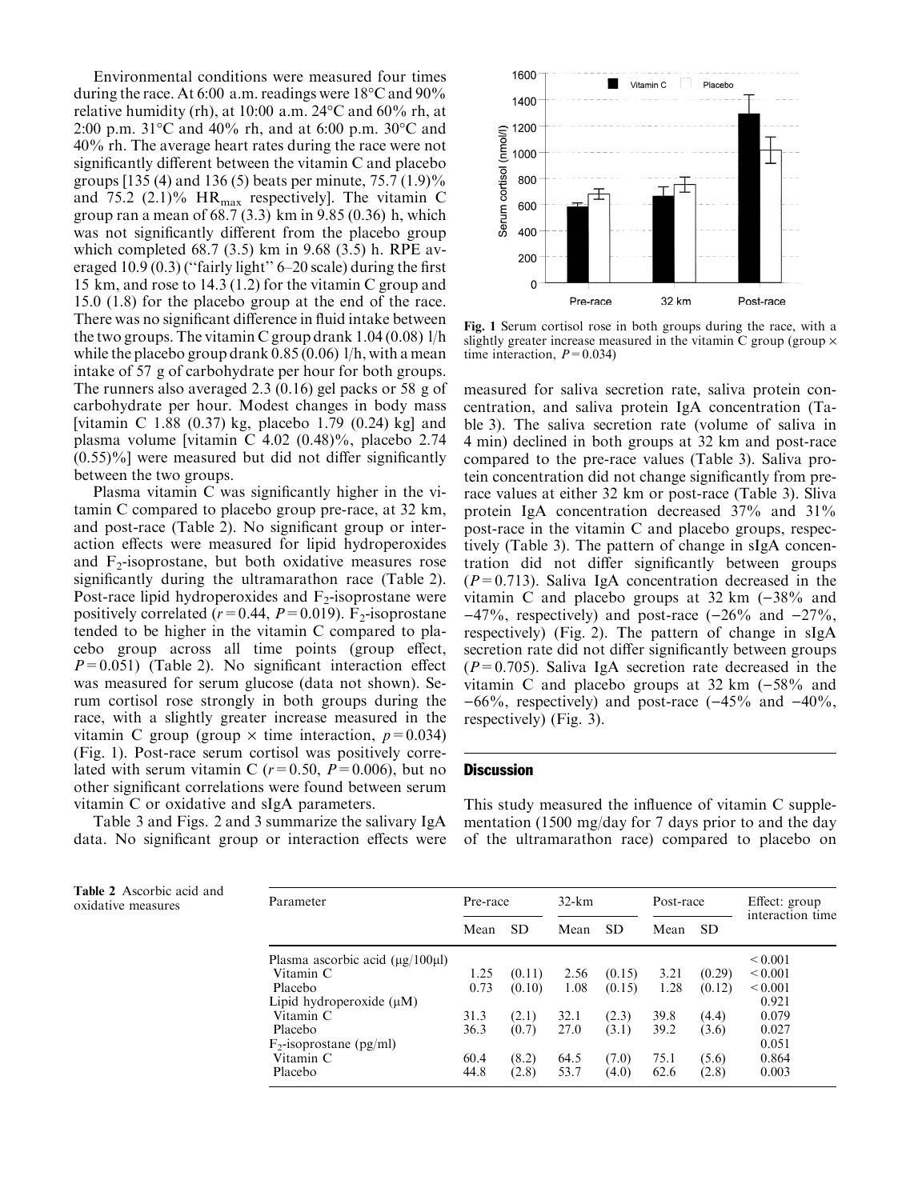Environmental conditions were measured four times during the race. At 6:00 a.m. readings were 18°C and 90% relative humidity (rh), at 10:00 a.m. 24°C and 60% rh, at 2:00 p.m. 31°C and 40% rh, and at 6:00 p.m. 30°C and 40% rh. The average heart rates during the race were not significantly different between the vitamin C and placebo groups [135 (4) and 136 (5) beats per minute, 75.7 (1.9)% and 75.2 (2.1)% $HR_{max}$ respectively]. The vitamin C group ran a mean of 68.7 (3.3) km in 9.85 (0.36) h, which was not significantly different from the placebo group which completed 68.7 (3.5) km in 9.68 (3.5) h. RPE averaged 10.9 (0.3) ("fairly light" 6–20 scale) during the first 15 km, and rose to 14.3 (1.2) for the vitamin C group and 15.0 (1.8) for the placebo group at the end of the race. There was no significant difference in fluid intake between the two groups. The vitamin C group drank 1.04 (0.08) l/h while the placebo group drank 0.85 (0.06) l/h, with a mean intake of 57 g of carbohydrate per hour for both groups. The runners also averaged 2.3 (0.16) gel packs or 58 g of carbohydrate per hour. Modest changes in body mass [vitamin C 1.88 (0.37) kg, placebo 1.79 (0.24) kg] and plasma volume [vitamin C 4.02 (0.48)%, placebo 2.74 (0.55)%] were measured but did not differ significantly between the two groups.

Plasma vitamin C was significantly higher in the vitamin C compared to placebo group pre-race, at 32 km, and post-race (Table 2). No significant group or interaction effects were measured for lipid hydroperoxides and $F_2$-isoprostane, but both oxidative measures rose significantly during the ultramarathon race (Table 2). Post-race lipid hydroperoxides and $F_2$-isoprostane were positively correlated ($r = 0.44$, $P = 0.019$). $F_2$-isoprostane tended to be higher in the vitamin C compared to placebo group across all time points (group effect, $P = 0.051$) (Table 2). No significant interaction effect was measured for serum glucose (data not shown). Serum cortisol rose strongly in both groups during the race, with a slightly greater increase measured in the vitamin C group (group × time interaction, $p = 0.034$) (Fig. 1). Post-race serum cortisol was positively correlated with serum vitamin C ($r = 0.50$, $P = 0.006$), but no other significant correlations were found between serum vitamin C or oxidative and sIgA parameters.

Table 3 and Figs. 2 and 3 summarize the salivary IgA data. No significant group or interaction effects were measured for saliva secretion rate, saliva protein concentration, and saliva protein IgA concentration (Table 3). The saliva secretion rate (volume of saliva in 4 min) declined in both groups at 32 km and post-race compared to the pre-race values (Table 3). Saliva protein concentration did not change significantly from pre-race values at either 32 km or post-race (Table 3). Sliva protein IgA concentration decreased 37% and 31% post-race in the vitamin C and placebo groups, respectively (Table 3). The pattern of change in sIgA concentration did not differ significantly between groups ($P = 0.713$). Saliva IgA concentration decreased in the vitamin C and placebo groups at 32 km (−38% and −47%, respectively) and post-race (−26% and −27%, respectively) (Fig. 2). The pattern of change in sIgA secretion rate did not differ significantly between groups ($P = 0.705$). Saliva IgA secretion rate decreased in the vitamin C and placebo groups at 32 km (−58% and −66%, respectively) and post-race (−45% and −40%, respectively) (Fig. 3).

Fig. 1 Serum cortisol rose in both groups during the race, with a slightly greater increase measured in the vitamin C group (group × time interaction, $P = 0.034$)

## Discussion

This study measured the influence of vitamin C supplementation (1500 mg/day for 7 days prior to and the day of the ultramarathon race) compared to placebo on

**Table 2** Ascorbic acid and oxidative measures

| Parameter | Pre-race | | 32-km | | Post-race | | Effect: group interaction time |
|---|---|---|---|---|---|---|---|
| | Mean | SD | Mean | SD | Mean | SD | |
| Plasma ascorbic acid (μg/100μl) | | | | | | | < 0.001 |
| Vitamin C | 1.25 | (0.11) | 2.56 | (0.15) | 3.21 | (0.29) | < 0.001 |
| Placebo | 0.73 | (0.10) | 1.08 | (0.15) | 1.28 | (0.12) | < 0.001 |
| Lipid hydroperoxide (μM) | | | | | | | 0.921 |
| Vitamin C | 31.3 | (2.1) | 32.1 | (2.3) | 39.8 | (4.4) | 0.079 |
| Placebo | 36.3 | (0.7) | 27.0 | (3.1) | 39.2 | (3.6) | 0.027 |
| $F_2$-isoprostane (pg/ml) | | | | | | | 0.051 |
| Vitamin C | 60.4 | (8.2) | 64.5 | (7.0) | 75.1 | (5.6) | 0.864 |
| Placebo | 44.8 | (2.8) | 53.7 | (4.0) | 62.6 | (2.8) | 0.003 |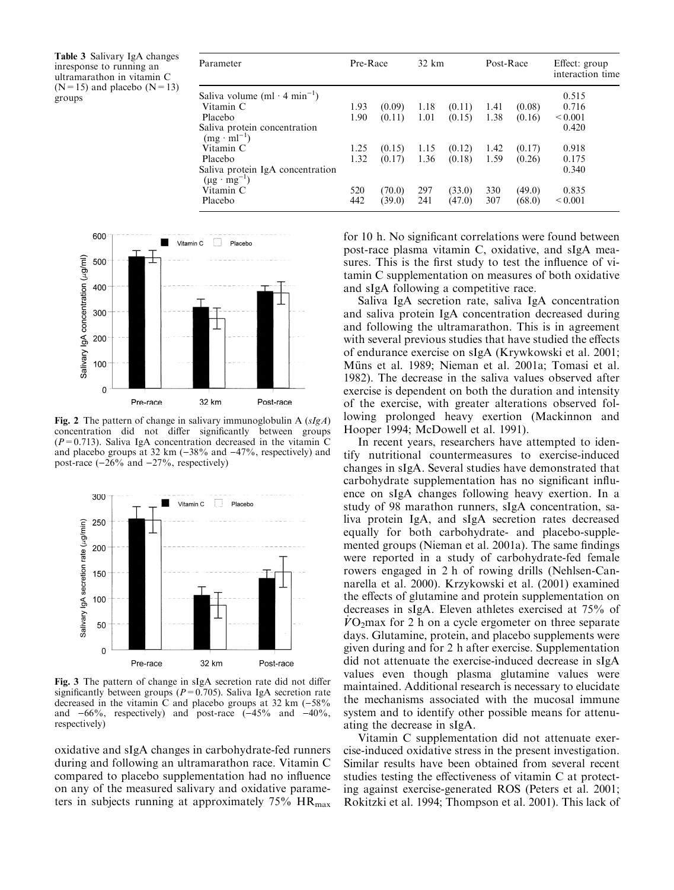**Table 3** Salivary IgA changes inresponse to running an ultramarathon in vitamin C (N=15) and placebo (N=13) groups

| Parameter | Pre-Race | | 32 km | | Post-Race | | Effect: group interaction time |
|---|---|---|---|---|---|---|---|
| Saliva volume ($ml \cdot 4\ min^{-1}$) | | | | | | | 0.515 |
| Vitamin C | 1.93 | (0.09) | 1.18 | (0.11) | 1.41 | (0.08) | 0.716 |
| Placebo | 1.90 | (0.11) | 1.01 | (0.15) | 1.38 | (0.16) | < 0.001 |
| Saliva protein concentration ($mg \cdot ml^{-1}$) | | | | | | | 0.420 |
| Vitamin C | 1.25 | (0.15) | 1.15 | (0.12) | 1.42 | (0.17) | 0.918 |
| Placebo | 1.32 | (0.17) | 1.36 | (0.18) | 1.59 | (0.26) | 0.175 |
| Saliva protein IgA concentration ($\mu g \cdot mg^{-1}$) | | | | | | | 0.340 |
| Vitamin C | 520 | (70.0) | 297 | (33.0) | 330 | (49.0) | 0.835 |
| Placebo | 442 | (39.0) | 241 | (47.0) | 307 | (68.0) | < 0.001 |

**Fig. 2** The pattern of change in salivary immunoglobulin A (*sIgA*) concentration did not differ significantly between groups ($P=0.713$). Saliva IgA concentration decreased in the vitamin C and placebo groups at 32 km (−38% and −47%, respectively) and post-race (−26% and −27%, respectively)

**Fig. 3** The pattern of change in sIgA secretion rate did not differ significantly between groups ($P=0.705$). Saliva IgA secretion rate decreased in the vitamin C and placebo groups at 32 km (−58% and −66%, respectively) and post-race (−45% and −40%, respectively)

oxidative and sIgA changes in carbohydrate-fed runners during and following an ultramarathon race. Vitamin C compared to placebo supplementation had no influence on any of the measured salivary and oxidative parameters in subjects running at approximately 75% $HR_{max}$ for 10 h. No significant correlations were found between post-race plasma vitamin C, oxidative, and sIgA measures. This is the first study to test the influence of vitamin C supplementation on measures of both oxidative and sIgA following a competitive race.

Saliva IgA secretion rate, saliva IgA concentration and saliva protein IgA concentration decreased during and following the ultramarathon. This is in agreement with several previous studies that have studied the effects of endurance exercise on sIgA (Krywkowski et al. 2001; Müns et al. 1989; Nieman et al. 2001a; Tomasi et al. 1982). The decrease in the saliva values observed after exercise is dependent on both the duration and intensity of the exercise, with greater alterations observed following prolonged heavy exertion (Mackinnon and Hooper 1994; McDowell et al. 1991).

In recent years, researchers have attempted to identify nutritional countermeasures to exercise-induced changes in sIgA. Several studies have demonstrated that carbohydrate supplementation has no significant influence on sIgA changes following heavy exertion. In a study of 98 marathon runners, sIgA concentration, saliva protein IgA, and sIgA secretion rates decreased equally for both carbohydrate- and placebo-supplemented groups (Nieman et al. 2001a). The same findings were reported in a study of carbohydrate-fed female rowers engaged in 2 h of rowing drills (Nehlsen-Cannarella et al. 2000). Krzykowski et al. (2001) examined the effects of glutamine and protein supplementation on decreases in sIgA. Eleven athletes exercised at 75% of $\dot{V}O_2$max for 2 h on a cycle ergometer on three separate days. Glutamine, protein, and placebo supplements were given during and for 2 h after exercise. Supplementation did not attenuate the exercise-induced decrease in sIgA values even though plasma glutamine values were maintained. Additional research is necessary to elucidate the mechanisms associated with the mucosal immune system and to identify other possible means for attenuating the decrease in sIgA.

Vitamin C supplementation did not attenuate exercise-induced oxidative stress in the present investigation. Similar results have been obtained from several recent studies testing the effectiveness of vitamin C at protecting against exercise-generated ROS (Peters et al. 2001; Rokitzki et al. 1994; Thompson et al. 2001). This lack of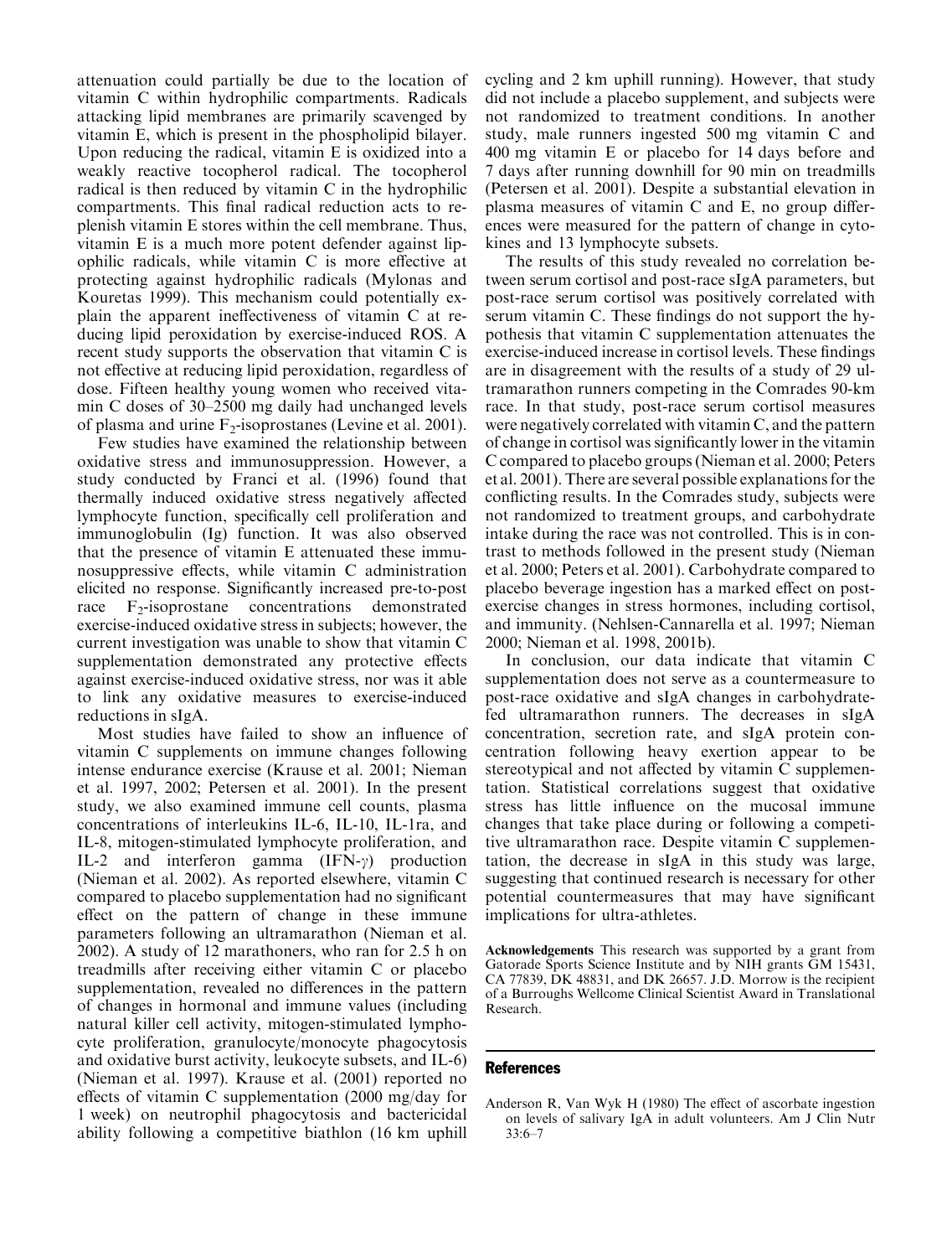attenuation could partially be due to the location of vitamin C within hydrophilic compartments. Radicals attacking lipid membranes are primarily scavenged by vitamin E, which is present in the phospholipid bilayer. Upon reducing the radical, vitamin E is oxidized into a weakly reactive tocopherol radical. The tocopherol radical is then reduced by vitamin C in the hydrophilic compartments. This final radical reduction acts to replenish vitamin E stores within the cell membrane. Thus, vitamin E is a much more potent defender against lipophilic radicals, while vitamin C is more effective at protecting against hydrophilic radicals (Mylonas and Kouretas 1999). This mechanism could potentially explain the apparent ineffectiveness of vitamin C at reducing lipid peroxidation by exercise-induced ROS. A recent study supports the observation that vitamin C is not effective at reducing lipid peroxidation, regardless of dose. Fifteen healthy young women who received vitamin C doses of 30–2500 mg daily had unchanged levels of plasma and urine $F_2$-isoprostanes (Levine et al. 2001).

Few studies have examined the relationship between oxidative stress and immunosuppression. However, a study conducted by Franci et al. (1996) found that thermally induced oxidative stress negatively affected lymphocyte function, specifically cell proliferation and immunoglobulin (Ig) function. It was also observed that the presence of vitamin E attenuated these immunosuppressive effects, while vitamin C administration elicited no response. Significantly increased pre-to-post race $F_2$-isoprostane concentrations demonstrated exercise-induced oxidative stress in subjects; however, the current investigation was unable to show that vitamin C supplementation demonstrated any protective effects against exercise-induced oxidative stress, nor was it able to link any oxidative measures to exercise-induced reductions in sIgA.

Most studies have failed to show an influence of vitamin C supplements on immune changes following intense endurance exercise (Krause et al. 2001; Nieman et al. 1997, 2002; Petersen et al. 2001). In the present study, we also examined immune cell counts, plasma concentrations of interleukins IL-6, IL-10, IL-1ra, and IL-8, mitogen-stimulated lymphocyte proliferation, and IL-2 and interferon gamma (IFN-$\gamma$) production (Nieman et al. 2002). As reported elsewhere, vitamin C compared to placebo supplementation had no significant effect on the pattern of change in these immune parameters following an ultramarathon (Nieman et al. 2002). A study of 12 marathoners, who ran for 2.5 h on treadmills after receiving either vitamin C or placebo supplementation, revealed no differences in the pattern of changes in hormonal and immune values (including natural killer cell activity, mitogen-stimulated lymphocyte proliferation, granulocyte/monocyte phagocytosis and oxidative burst activity, leukocyte subsets, and IL-6) (Nieman et al. 1997). Krause et al. (2001) reported no effects of vitamin C supplementation (2000 mg/day for 1 week) on neutrophil phagocytosis and bactericidal ability following a competitive biathlon (16 km uphill cycling and 2 km uphill running). However, that study did not include a placebo supplement, and subjects were not randomized to treatment conditions. In another study, male runners ingested 500 mg vitamin C and 400 mg vitamin E or placebo for 14 days before and 7 days after running downhill for 90 min on treadmills (Petersen et al. 2001). Despite a substantial elevation in plasma measures of vitamin C and E, no group differences were measured for the pattern of change in cytokines and 13 lymphocyte subsets.

The results of this study revealed no correlation between serum cortisol and post-race sIgA parameters, but post-race serum cortisol was positively correlated with serum vitamin C. These findings do not support the hypothesis that vitamin C supplementation attenuates the exercise-induced increase in cortisol levels. These findings are in disagreement with the results of a study of 29 ultramarathon runners competing in the Comrades 90-km race. In that study, post-race serum cortisol measures were negatively correlated with vitamin C, and the pattern of change in cortisol was significantly lower in the vitamin C compared to placebo groups (Nieman et al. 2000; Peters et al. 2001). There are several possible explanations for the conflicting results. In the Comrades study, subjects were not randomized to treatment groups, and carbohydrate intake during the race was not controlled. This is in contrast to methods followed in the present study (Nieman et al. 2000; Peters et al. 2001). Carbohydrate compared to placebo beverage ingestion has a marked effect on post-exercise changes in stress hormones, including cortisol, and immunity. (Nehlsen-Cannarella et al. 1997; Nieman 2000; Nieman et al. 1998, 2001b).

In conclusion, our data indicate that vitamin C supplementation does not serve as a countermeasure to post-race oxidative and sIgA changes in carbohydrate-fed ultramarathon runners. The decreases in sIgA concentration, secretion rate, and sIgA protein concentration following heavy exertion appear to be stereotypical and not affected by vitamin C supplementation. Statistical correlations suggest that oxidative stress has little influence on the mucosal immune changes that take place during or following a competitive ultramarathon race. Despite vitamin C supplementation, the decrease in sIgA in this study was large, suggesting that continued research is necessary for other potential countermeasures that may have significant implications for ultra-athletes.

**Acknowledgements** This research was supported by a grant from Gatorade Sports Science Institute and by NIH grants GM 15431, CA 77839, DK 48831, and DK 26657. J.D. Morrow is the recipient of a Burroughs Wellcome Clinical Scientist Award in Translational Research.

## References

Anderson R, Van Wyk H (1980) The effect of ascorbate ingestion on levels of salivary IgA in adult volunteers. Am J Clin Nutr 33:6–7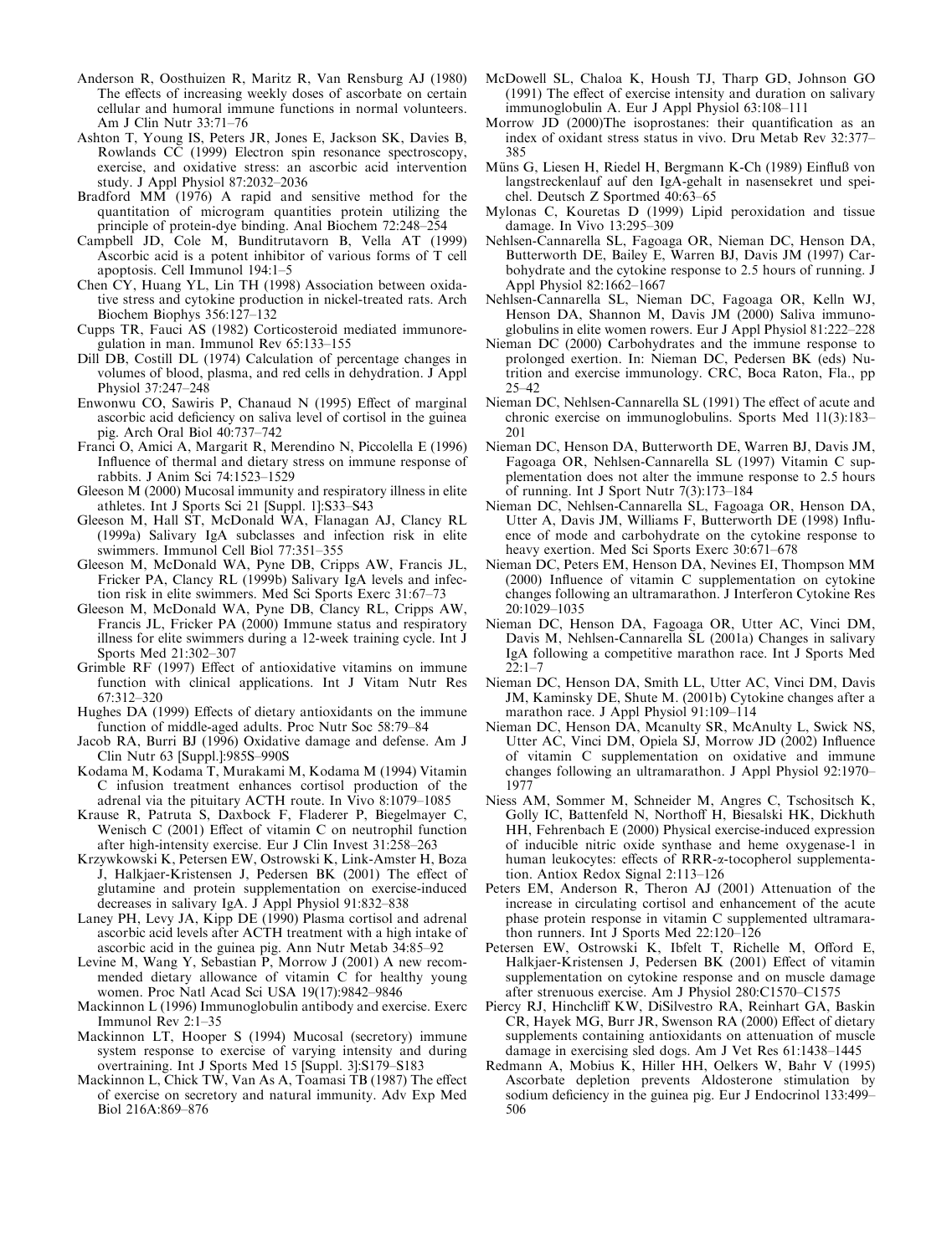Anderson R, Oosthuizen R, Maritz R, Van Rensburg AJ (1980) The effects of increasing weekly doses of ascorbate on certain cellular and humoral immune functions in normal volunteers. Am J Clin Nutr 33:71–76

Ashton T, Young IS, Peters JR, Jones E, Jackson SK, Davies B, Rowlands CC (1999) Electron spin resonance spectroscopy, exercise, and oxidative stress: an ascorbic acid intervention study. J Appl Physiol 87:2032–2036

Bradford MM (1976) A rapid and sensitive method for the quantitation of microgram quantities protein utilizing the principle of protein-dye binding. Anal Biochem 72:248–254

Campbell JD, Cole M, Bunditrutavorn B, Vella AT (1999) Ascorbic acid is a potent inhibitor of various forms of T cell apoptosis. Cell Immunol 194:1–5

Chen CY, Huang YL, Lin TH (1998) Association between oxidative stress and cytokine production in nickel-treated rats. Arch Biochem Biophys 356:127–132

Cupps TR, Fauci AS (1982) Corticosteroid mediated immunoregulation in man. Immunol Rev 65:133–155

Dill DB, Costill DL (1974) Calculation of percentage changes in volumes of blood, plasma, and red cells in dehydration. J Appl Physiol 37:247–248

Enwonwu CO, Sawiris P, Chanaud N (1995) Effect of marginal ascorbic acid deficiency on saliva level of cortisol in the guinea pig. Arch Oral Biol 40:737–742

Franci O, Amici A, Margarit R, Merendino N, Piccolella E (1996) Influence of thermal and dietary stress on immune response of rabbits. J Anim Sci 74:1523–1529

Gleeson M (2000) Mucosal immunity and respiratory illness in elite athletes. Int J Sports Sci 21 [Suppl. 1]:S33–S43

Gleeson M, Hall ST, McDonald WA, Flanagan AJ, Clancy RL (1999a) Salivary IgA subclasses and infection risk in elite swimmers. Immunol Cell Biol 77:351–355

Gleeson M, McDonald WA, Pyne DB, Cripps AW, Francis JL, Fricker PA, Clancy RL (1999b) Salivary IgA levels and infection risk in elite swimmers. Med Sci Sports Exerc 31:67–73

Gleeson M, McDonald WA, Pyne DB, Clancy RL, Cripps AW, Francis JL, Fricker PA (2000) Immune status and respiratory illness for elite swimmers during a 12-week training cycle. Int J Sports Med 21:302–307

Grimble RF (1997) Effect of antioxidative vitamins on immune function with clinical applications. Int J Vitam Nutr Res 67:312–320

Hughes DA (1999) Effects of dietary antioxidants on the immune function of middle-aged adults. Proc Nutr Soc 58:79–84

Jacob RA, Burri BJ (1996) Oxidative damage and defense. Am J Clin Nutr 63 [Suppl.]:985S–990S

Kodama M, Kodama T, Murakami M, Kodama M (1994) Vitamin C infusion treatment enhances cortisol production of the adrenal via the pituitary ACTH route. In Vivo 8:1079–1085

Krause R, Patruta S, Daxbock F, Fladerer P, Biegelmayer C, Wenisch C (2001) Effect of vitamin C on neutrophil function after high-intensity exercise. Eur J Clin Invest 31:258–263

Krzywkowski K, Petersen EW, Ostrowski K, Link-Amster H, Boza J, Halkjaer-Kristensen J, Pedersen BK (2001) The effect of glutamine and protein supplementation on exercise-induced decreases in salivary IgA. J Appl Physiol 91:832–838

Laney PH, Levy JA, Kipp DE (1990) Plasma cortisol and adrenal ascorbic acid levels after ACTH treatment with a high intake of ascorbic acid in the guinea pig. Ann Nutr Metab 34:85–92

Levine M, Wang Y, Sebastian P, Morrow J (2001) A new recommended dietary allowance of vitamin C for healthy young women. Proc Natl Acad Sci USA 19(17):9842–9846

Mackinnon L (1996) Immunoglobulin antibody and exercise. Exerc Immunol Rev 2:1–35

Mackinnon LT, Hooper S (1994) Mucosal (secretory) immune system response to exercise of varying intensity and during overtraining. Int J Sports Med 15 [Suppl. 3]:S179–S183

Mackinnon L, Chick TW, Van As A, Toamasi TB (1987) The effect of exercise on secretory and natural immunity. Adv Exp Med Biol 216A:869–876

McDowell SL, Chaloa K, Housh TJ, Tharp GD, Johnson GO (1991) The effect of exercise intensity and duration on salivary immunoglobulin A. Eur J Appl Physiol 63:108–111

Morrow JD (2000)The isoprostanes: their quantification as an index of oxidant stress status in vivo. Dru Metab Rev 32:377–385

Müns G, Liesen H, Riedel H, Bergmann K-Ch (1989) Einfluß von langstreckenlauf auf den IgA-gehalt in nasensekret und speichel. Deutsch Z Sportmed 40:63–65

Mylonas C, Kouretas D (1999) Lipid peroxidation and tissue damage. In Vivo 13:295–309

Nehlsen-Cannarella SL, Fagoaga OR, Nieman DC, Henson DA, Butterworth DE, Bailey E, Warren BJ, Davis JM (1997) Carbohydrate and the cytokine response to 2.5 hours of running. J Appl Physiol 82:1662–1667

Nehlsen-Cannarella SL, Nieman DC, Fagoaga OR, Kelln WJ, Henson DA, Shannon M, Davis JM (2000) Saliva immunoglobulins in elite women rowers. Eur J Appl Physiol 81:222–228

Nieman DC (2000) Carbohydrates and the immune response to prolonged exertion. In: Nieman DC, Pedersen BK (eds) Nutrition and exercise immunology. CRC, Boca Raton, Fla., pp 25–42

Nieman DC, Nehlsen-Cannarella SL (1991) The effect of acute and chronic exercise on immunoglobulins. Sports Med 11(3):183–201

Nieman DC, Henson DA, Butterworth DE, Warren BJ, Davis JM, Fagoaga OR, Nehlsen-Cannarella SL (1997) Vitamin C supplementation does not alter the immune response to 2.5 hours of running. Int J Sport Nutr 7(3):173–184

Nieman DC, Nehlsen-Cannarella SL, Fagoaga OR, Henson DA, Utter A, Davis JM, Williams F, Butterworth DE (1998) Influence of mode and carbohydrate on the cytokine response to heavy exertion. Med Sci Sports Exerc 30:671–678

Nieman DC, Peters EM, Henson DA, Nevines EI, Thompson MM (2000) Influence of vitamin C supplementation on cytokine changes following an ultramarathon. J Interferon Cytokine Res 20:1029–1035

Nieman DC, Henson DA, Fagoaga OR, Utter AC, Vinci DM, Davis M, Nehlsen-Cannarella SL (2001a) Changes in salivary IgA following a competitive marathon race. Int J Sports Med 22:1–7

Nieman DC, Henson DA, Smith LL, Utter AC, Vinci DM, Davis JM, Kaminsky DE, Shute M. (2001b) Cytokine changes after a marathon race. J Appl Physiol 91:109–114

Nieman DC, Henson DA, Mcanulty SR, McAnulty L, Swick NS, Utter AC, Vinci DM, Opiela SJ, Morrow JD (2002) Influence of vitamin C supplementation on oxidative and immune changes following an ultramarathon. J Appl Physiol 92:1970–1977

Niess AM, Sommer M, Schneider M, Angres C, Tschositsch K, Golly IC, Battenfeld N, Northoff H, Biesalski HK, Dickhuth HH, Fehrenbach E (2000) Physical exercise-induced expression of inducible nitric oxide synthase and heme oxygenase-1 in human leukocytes: effects of RRR-α-tocopherol supplementation. Antiox Redox Signal 2:113–126

Peters EM, Anderson R, Theron AJ (2001) Attenuation of the increase in circulating cortisol and enhancement of the acute phase protein response in vitamin C supplemented ultramarathon runners. Int J Sports Med 22:120–126

Petersen EW, Ostrowski K, Ibfelt T, Richelle M, Offord E, Halkjaer-Kristensen J, Pedersen BK (2001) Effect of vitamin supplementation on cytokine response and on muscle damage after strenuous exercise. Am J Physiol 280:C1570–C1575

Piercy RJ, Hinchcliff KW, DiSilvestro RA, Reinhart GA, Baskin CR, Hayek MG, Burr JR, Swenson RA (2000) Effect of dietary supplements containing antioxidants on attenuation of muscle damage in exercising sled dogs. Am J Vet Res 61:1438–1445

Redmann A, Mobius K, Hiller HH, Oelkers W, Bahr V (1995) Ascorbate depletion prevents Aldosterone stimulation by sodium deficiency in the guinea pig. Eur J Endocrinol 133:499–506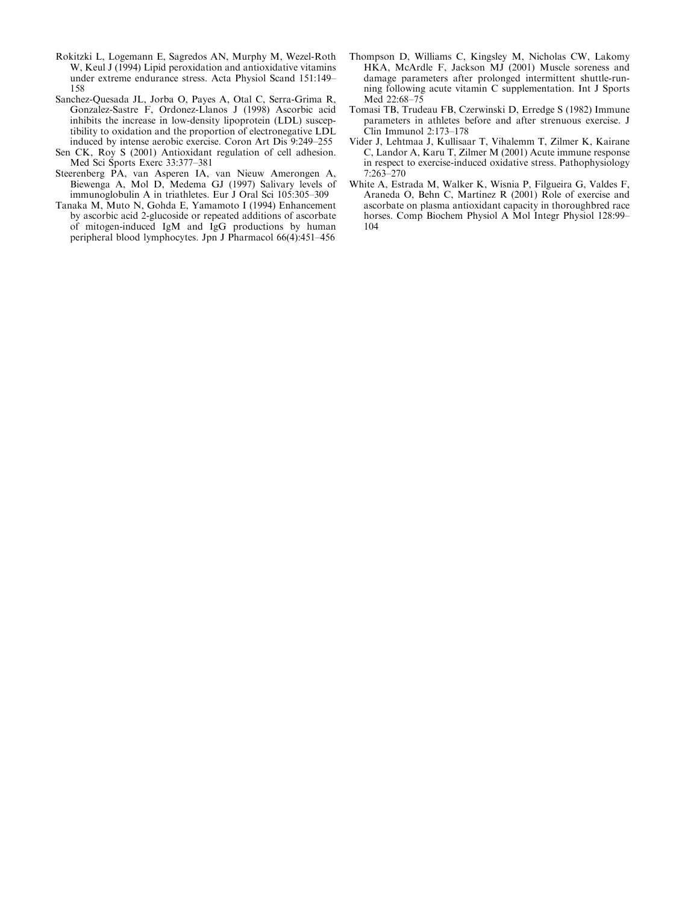Rokitzki L, Logemann E, Sagredos AN, Murphy M, Wezel-Roth W, Keul J (1994) Lipid peroxidation and antioxidative vitamins under extreme endurance stress. Acta Physiol Scand 151:149–158

Sanchez-Quesada JL, Jorba O, Payes A, Otal C, Serra-Grima R, Gonzalez-Sastre F, Ordonez-Llanos J (1998) Ascorbic acid inhibits the increase in low-density lipoprotein (LDL) susceptibility to oxidation and the proportion of electronegative LDL induced by intense aerobic exercise. Coron Art Dis 9:249–255

Sen CK, Roy S (2001) Antioxidant regulation of cell adhesion. Med Sci Sports Exerc 33:377–381

Steerenberg PA, van Asperen IA, van Nieuw Amerongen A, Biewenga A, Mol D, Medema GJ (1997) Salivary levels of immunoglobulin A in triathletes. Eur J Oral Sci 105:305–309

Tanaka M, Muto N, Gohda E, Yamamoto I (1994) Enhancement by ascorbic acid 2-glucoside or repeated additions of ascorbate of mitogen-induced IgM and IgG productions by human peripheral blood lymphocytes. Jpn J Pharmacol 66(4):451–456

Thompson D, Williams C, Kingsley M, Nicholas CW, Lakomy HKA, McArdle F, Jackson MJ (2001) Muscle soreness and damage parameters after prolonged intermittent shuttle-running following acute vitamin C supplementation. Int J Sports Med 22:68–75

Tomasi TB, Trudeau FB, Czerwinski D, Erredge S (1982) Immune parameters in athletes before and after strenuous exercise. J Clin Immunol 2:173–178

Vider J, Lehtmaa J, Kullisaar T, Vihalemm T, Zilmer K, Kairane C, Landor A, Karu T, Zilmer M (2001) Acute immune response in respect to exercise-induced oxidative stress. Pathophysiology 7:263–270

White A, Estrada M, Walker K, Wisnia P, Filgueira G, Valdes F, Araneda O, Behn C, Martinez R (2001) Role of exercise and ascorbate on plasma antioxidant capacity in thoroughbred race horses. Comp Biochem Physiol A Mol Integr Physiol 128:99–104